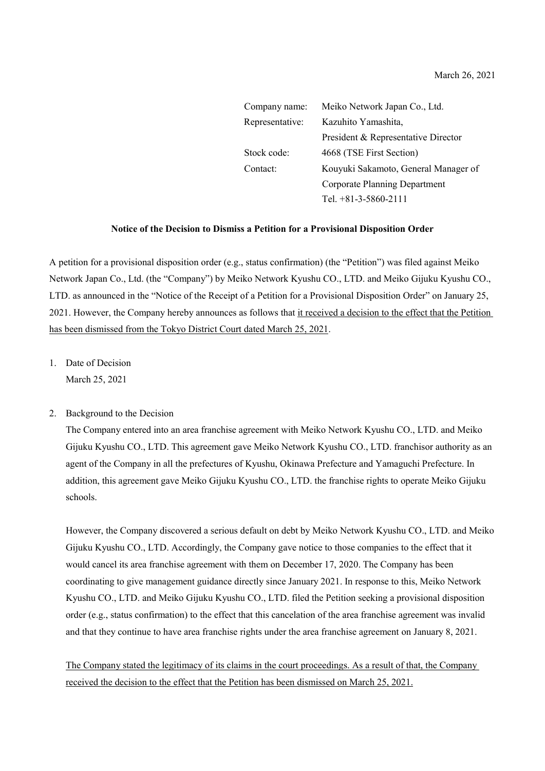March 26, 2021

| | |
|---|---|
| Company name: | Meiko Network Japan Co., Ltd. |
| Representative: | Kazuhito Yamashita, President & Representative Director |
| Stock code: | 4668 (TSE First Section) |
| Contact: | Kouyuki Sakamoto, General Manager of Corporate Planning Department Tel. +81-3-5860-2111 |

**Notice of the Decision to Dismiss a Petition for a Provisional Disposition Order**

A petition for a provisional disposition order (e.g., status confirmation) (the "Petition") was filed against Meiko Network Japan Co., Ltd. (the "Company") by Meiko Network Kyushu CO., LTD. and Meiko Gijuku Kyushu CO., LTD. as announced in the "Notice of the Receipt of a Petition for a Provisional Disposition Order" on January 25, 2021. However, the Company hereby announces as follows that it received a decision to the effect that the Petition has been dismissed from the Tokyo District Court dated March 25, 2021.

1. Date of Decision
   March 25, 2021

2. Background to the Decision
   The Company entered into an area franchise agreement with Meiko Network Kyushu CO., LTD. and Meiko Gijuku Kyushu CO., LTD. This agreement gave Meiko Network Kyushu CO., LTD. franchisor authority as an agent of the Company in all the prefectures of Kyushu, Okinawa Prefecture and Yamaguchi Prefecture. In addition, this agreement gave Meiko Gijuku Kyushu CO., LTD. the franchise rights to operate Meiko Gijuku schools.

   However, the Company discovered a serious default on debt by Meiko Network Kyushu CO., LTD. and Meiko Gijuku Kyushu CO., LTD. Accordingly, the Company gave notice to those companies to the effect that it would cancel its area franchise agreement with them on December 17, 2020. The Company has been coordinating to give management guidance directly since January 2021. In response to this, Meiko Network Kyushu CO., LTD. and Meiko Gijuku Kyushu CO., LTD. filed the Petition seeking a provisional disposition order (e.g., status confirmation) to the effect that this cancelation of the area franchise agreement was invalid and that they continue to have area franchise rights under the area franchise agreement on January 8, 2021.

   The Company stated the legitimacy of its claims in the court proceedings. As a result of that, the Company received the decision to the effect that the Petition has been dismissed on March 25, 2021.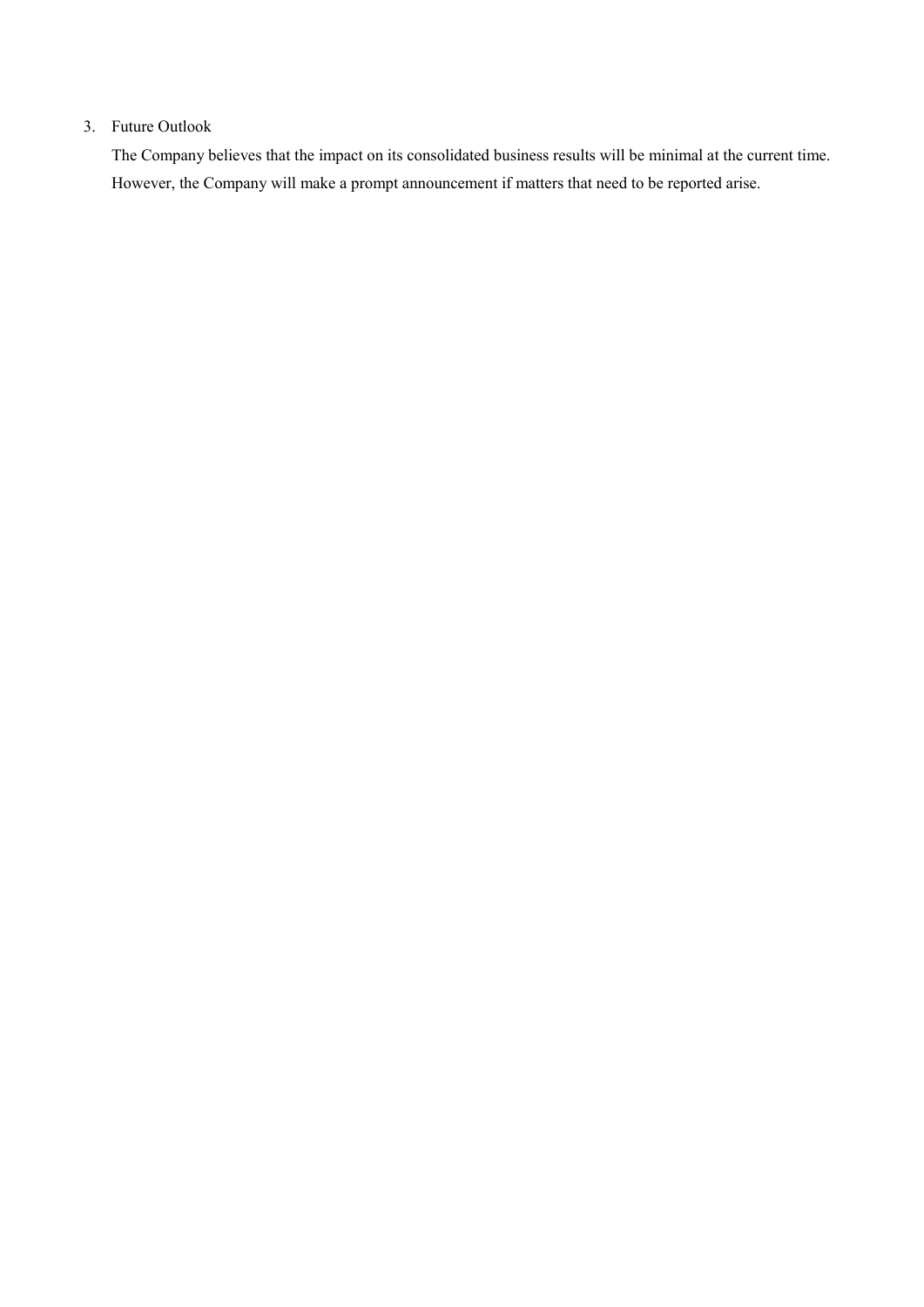3. Future Outlook

   The Company believes that the impact on its consolidated business results will be minimal at the current time. However, the Company will make a prompt announcement if matters that need to be reported arise.